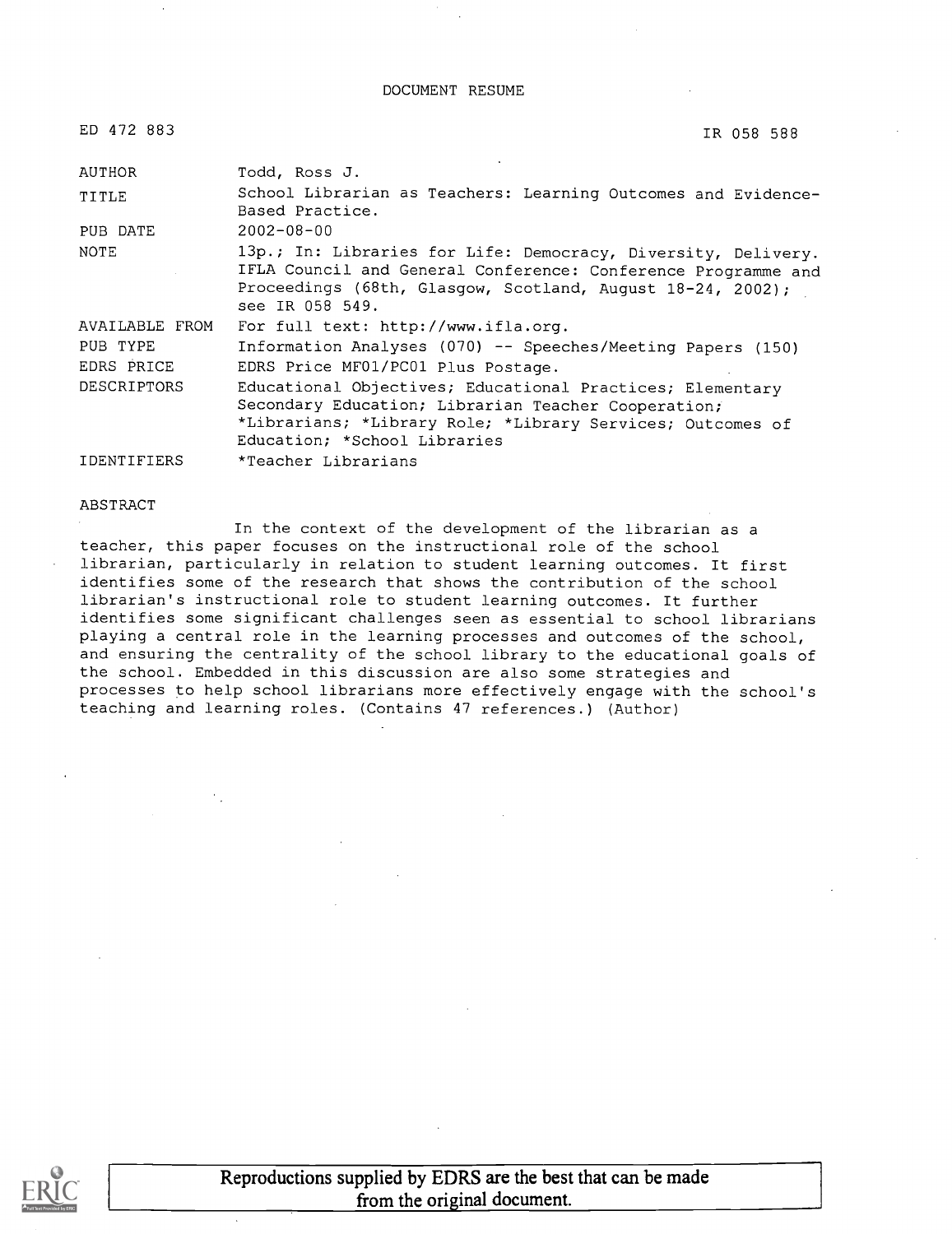DOCUMENT RESUME

| | |
|---|---|
| ED 472 883 | IR 058 588 |
| AUTHOR | Todd, Ross J. |
| TITLE | School Librarian as Teachers: Learning Outcomes and Evidence-Based Practice. |
| PUB DATE | 2002-08-00 |
| NOTE | 13p.; In: Libraries for Life: Democracy, Diversity, Delivery. IFLA Council and General Conference: Conference Programme and Proceedings (68th, Glasgow, Scotland, August 18-24, 2002); see IR 058 549. |
| AVAILABLE FROM | For full text: http://www.ifla.org. |
| PUB TYPE | Information Analyses (070) -- Speeches/Meeting Papers (150) |
| EDRS PRICE | EDRS Price MF01/PC01 Plus Postage. |
| DESCRIPTORS | Educational Objectives; Educational Practices; Elementary Secondary Education; Librarian Teacher Cooperation; *Librarians; *Library Role; *Library Services; Outcomes of Education; *School Libraries |
| IDENTIFIERS | *Teacher Librarians |

ABSTRACT

In the context of the development of the librarian as a teacher, this paper focuses on the instructional role of the school librarian, particularly in relation to student learning outcomes. It first identifies some of the research that shows the contribution of the school librarian's instructional role to student learning outcomes. It further identifies some significant challenges seen as essential to school librarians playing a central role in the learning processes and outcomes of the school, and ensuring the centrality of the school library to the educational goals of the school. Embedded in this discussion are also some strategies and processes to help school librarians more effectively engage with the school's teaching and learning roles. (Contains 47 references.) (Author)

Reproductions supplied by EDRS are the best that can be made from the original document.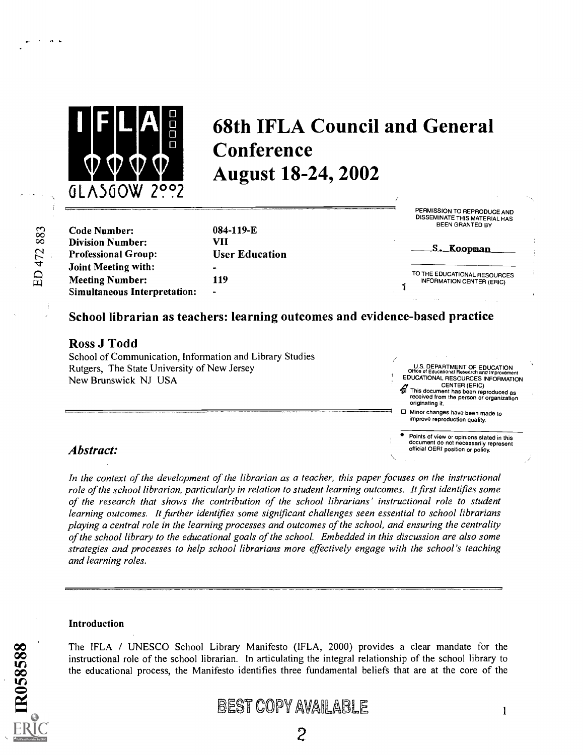# 68th IFLA Council and General Conference
# August 18-24, 2002

| | |
|---|---|
| **Code Number:** | **084-119-E** |
| **Division Number:** | **VII** |
| **Professional Group:** | **User Education** |
| **Joint Meeting with:** | **-** |
| **Meeting Number:** | **119** |
| **Simultaneous Interpretation:** | **-** |

## School librarian as teachers: learning outcomes and evidence-based practice

### Ross J Todd

School of Communication, Information and Library Studies
Rutgers, The State University of New Jersey
New Brunswick NJ USA

### *Abstract:*

*In the context of the development of the librarian as a teacher, this paper focuses on the instructional role of the school librarian, particularly in relation to student learning outcomes. It first identifies some of the research that shows the contribution of the school librarians' instructional role to student learning outcomes. It further identifies some significant challenges seen essential to school librarians playing a central role in the learning processes and outcomes of the school, and ensuring the centrality of the school library to the educational goals of the school. Embedded in this discussion are also some strategies and processes to help school librarians more effectively engage with the school's teaching and learning roles.*

#### Introduction

The IFLA / UNESCO School Library Manifesto (IFLA, 2000) provides a clear mandate for the instructional role of the school librarian. In articulating the integral relationship of the school library to the educational process, the Manifesto identifies three fundamental beliefs that are at the core of the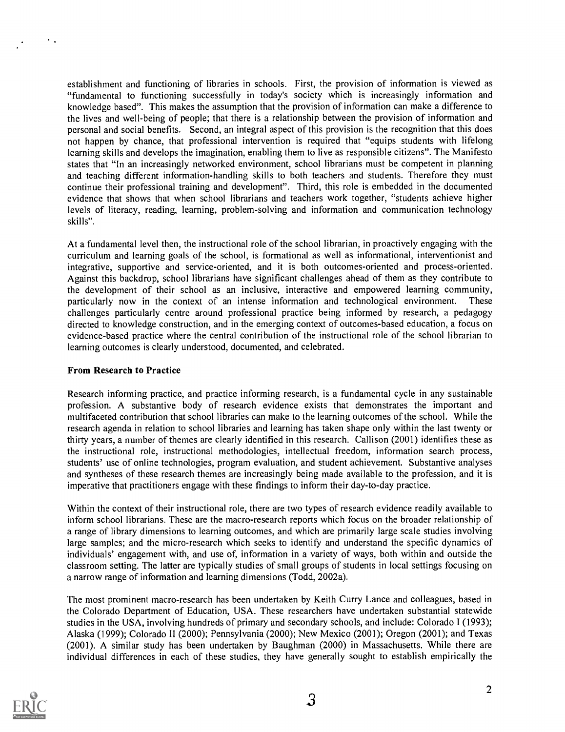establishment and functioning of libraries in schools. First, the provision of information is viewed as "fundamental to functioning successfully in today's society which is increasingly information and knowledge based". This makes the assumption that the provision of information can make a difference to the lives and well-being of people; that there is a relationship between the provision of information and personal and social benefits. Second, an integral aspect of this provision is the recognition that this does not happen by chance, that professional intervention is required that "equips students with lifelong learning skills and develops the imagination, enabling them to live as responsible citizens". The Manifesto states that "In an increasingly networked environment, school librarians must be competent in planning and teaching different information-handling skills to both teachers and students. Therefore they must continue their professional training and development". Third, this role is embedded in the documented evidence that shows that when school librarians and teachers work together, "students achieve higher levels of literacy, reading, learning, problem-solving and information and communication technology skills".

At a fundamental level then, the instructional role of the school librarian, in proactively engaging with the curriculum and learning goals of the school, is formational as well as informational, interventionist and integrative, supportive and service-oriented, and it is both outcomes-oriented and process-oriented. Against this backdrop, school librarians have significant challenges ahead of them as they contribute to the development of their school as an inclusive, interactive and empowered learning community, particularly now in the context of an intense information and technological environment. These challenges particularly centre around professional practice being informed by research, a pedagogy directed to knowledge construction, and in the emerging context of outcomes-based education, a focus on evidence-based practice where the central contribution of the instructional role of the school librarian to learning outcomes is clearly understood, documented, and celebrated.

**From Research to Practice**

Research informing practice, and practice informing research, is a fundamental cycle in any sustainable profession. A substantive body of research evidence exists that demonstrates the important and multifaceted contribution that school libraries can make to the learning outcomes of the school. While the research agenda in relation to school libraries and learning has taken shape only within the last twenty or thirty years, a number of themes are clearly identified in this research. Callison (2001) identifies these as the instructional role, instructional methodologies, intellectual freedom, information search process, students' use of online technologies, program evaluation, and student achievement. Substantive analyses and syntheses of these research themes are increasingly being made available to the profession, and it is imperative that practitioners engage with these findings to inform their day-to-day practice.

Within the context of their instructional role, there are two types of research evidence readily available to inform school librarians. These are the macro-research reports which focus on the broader relationship of a range of library dimensions to learning outcomes, and which are primarily large scale studies involving large samples; and the micro-research which seeks to identify and understand the specific dynamics of individuals' engagement with, and use of, information in a variety of ways, both within and outside the classroom setting. The latter are typically studies of small groups of students in local settings focusing on a narrow range of information and learning dimensions (Todd, 2002a).

The most prominent macro-research has been undertaken by Keith Curry Lance and colleagues, based in the Colorado Department of Education, USA. These researchers have undertaken substantial statewide studies in the USA, involving hundreds of primary and secondary schools, and include: Colorado I (1993); Alaska (1999); Colorado II (2000); Pennsylvania (2000); New Mexico (2001); Oregon (2001); and Texas (2001). A similar study has been undertaken by Baughman (2000) in Massachusetts. While there are individual differences in each of these studies, they have generally sought to establish empirically the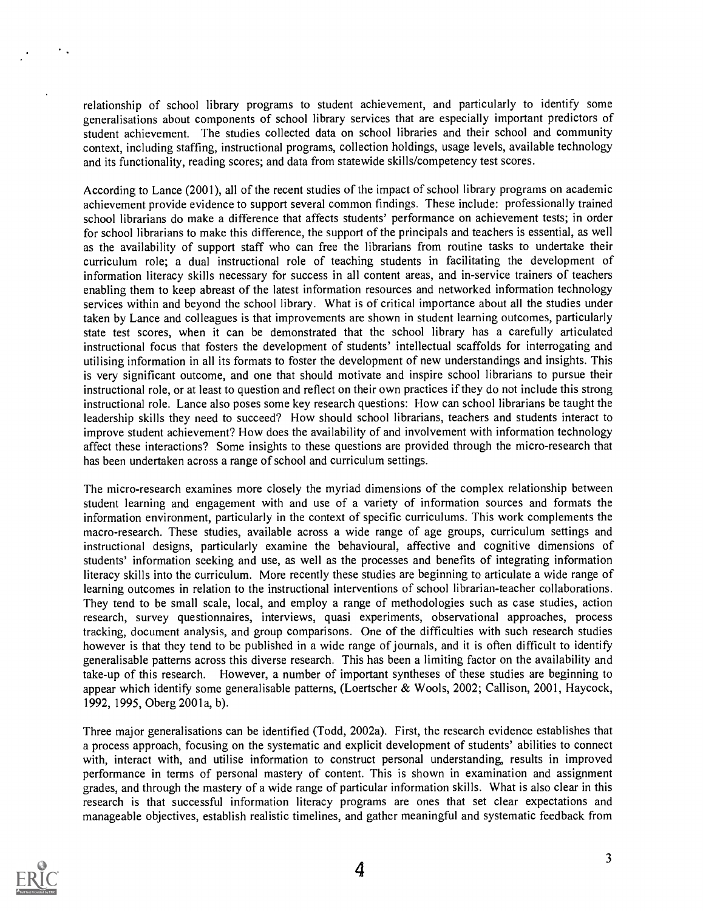relationship of school library programs to student achievement, and particularly to identify some generalisations about components of school library services that are especially important predictors of student achievement. The studies collected data on school libraries and their school and community context, including staffing, instructional programs, collection holdings, usage levels, available technology and its functionality, reading scores; and data from statewide skills/competency test scores.

According to Lance (2001), all of the recent studies of the impact of school library programs on academic achievement provide evidence to support several common findings. These include: professionally trained school librarians do make a difference that affects students' performance on achievement tests; in order for school librarians to make this difference, the support of the principals and teachers is essential, as well as the availability of support staff who can free the librarians from routine tasks to undertake their curriculum role; a dual instructional role of teaching students in facilitating the development of information literacy skills necessary for success in all content areas, and in-service trainers of teachers enabling them to keep abreast of the latest information resources and networked information technology services within and beyond the school library. What is of critical importance about all the studies under taken by Lance and colleagues is that improvements are shown in student learning outcomes, particularly state test scores, when it can be demonstrated that the school library has a carefully articulated instructional focus that fosters the development of students' intellectual scaffolds for interrogating and utilising information in all its formats to foster the development of new understandings and insights. This is very significant outcome, and one that should motivate and inspire school librarians to pursue their instructional role, or at least to question and reflect on their own practices if they do not include this strong instructional role. Lance also poses some key research questions: How can school librarians be taught the leadership skills they need to succeed? How should school librarians, teachers and students interact to improve student achievement? How does the availability of and involvement with information technology affect these interactions? Some insights to these questions are provided through the micro-research that has been undertaken across a range of school and curriculum settings.

The micro-research examines more closely the myriad dimensions of the complex relationship between student learning and engagement with and use of a variety of information sources and formats the information environment, particularly in the context of specific curriculums. This work complements the macro-research. These studies, available across a wide range of age groups, curriculum settings and instructional designs, particularly examine the behavioural, affective and cognitive dimensions of students' information seeking and use, as well as the processes and benefits of integrating information literacy skills into the curriculum. More recently these studies are beginning to articulate a wide range of learning outcomes in relation to the instructional interventions of school librarian-teacher collaborations. They tend to be small scale, local, and employ a range of methodologies such as case studies, action research, survey questionnaires, interviews, quasi experiments, observational approaches, process tracking, document analysis, and group comparisons. One of the difficulties with such research studies however is that they tend to be published in a wide range of journals, and it is often difficult to identify generalisable patterns across this diverse research. This has been a limiting factor on the availability and take-up of this research. However, a number of important syntheses of these studies are beginning to appear which identify some generalisable patterns, (Loertscher & Wools, 2002; Callison, 2001, Haycock, 1992, 1995, Oberg 2001a, b).

Three major generalisations can be identified (Todd, 2002a). First, the research evidence establishes that a process approach, focusing on the systematic and explicit development of students' abilities to connect with, interact with, and utilise information to construct personal understanding, results in improved performance in terms of personal mastery of content. This is shown in examination and assignment grades, and through the mastery of a wide range of particular information skills. What is also clear in this research is that successful information literacy programs are ones that set clear expectations and manageable objectives, establish realistic timelines, and gather meaningful and systematic feedback from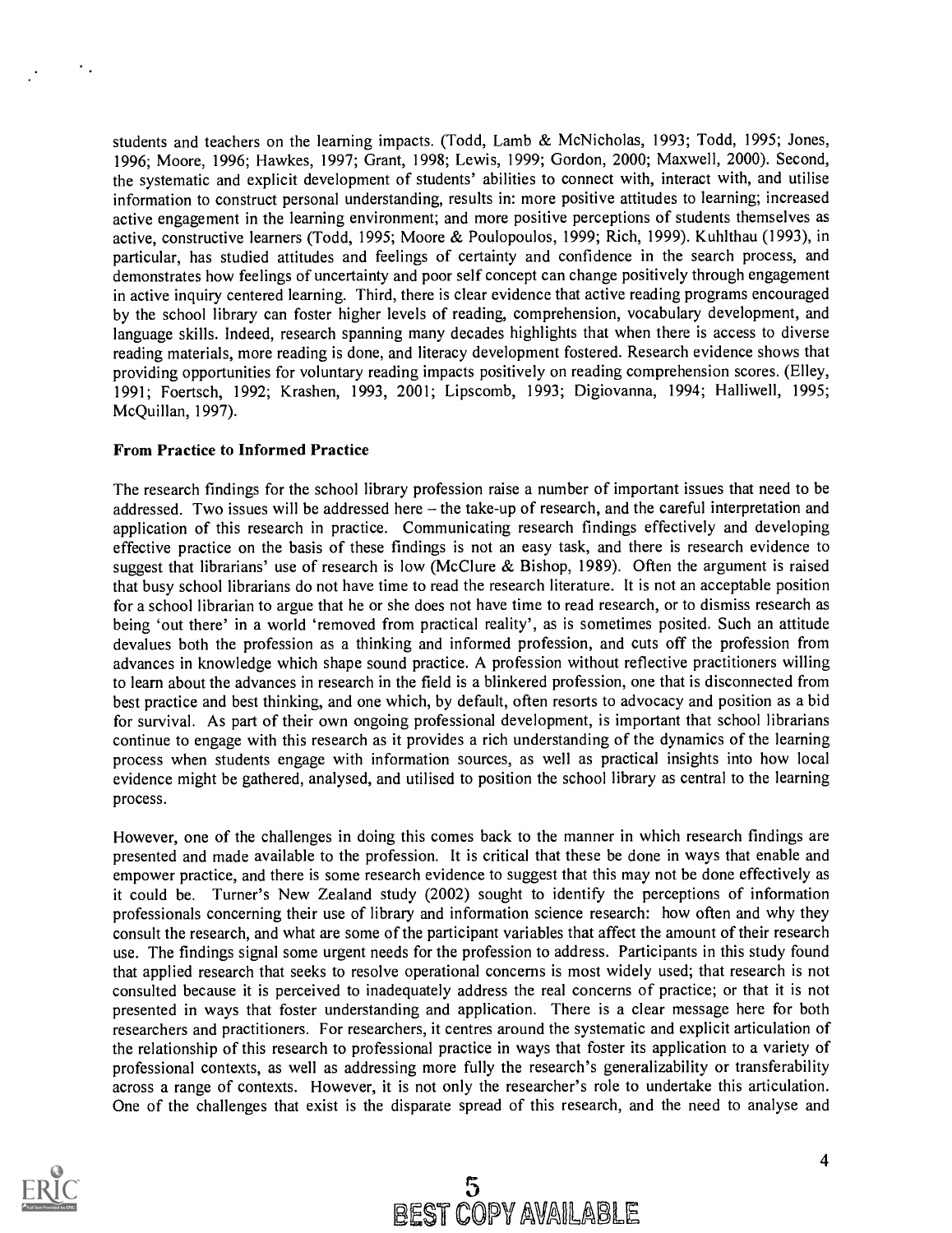students and teachers on the learning impacts. (Todd, Lamb & McNicholas, 1993; Todd, 1995; Jones, 1996; Moore, 1996; Hawkes, 1997; Grant, 1998; Lewis, 1999; Gordon, 2000; Maxwell, 2000). Second, the systematic and explicit development of students' abilities to connect with, interact with, and utilise information to construct personal understanding, results in: more positive attitudes to learning; increased active engagement in the learning environment; and more positive perceptions of students themselves as active, constructive learners (Todd, 1995; Moore & Poulopoulos, 1999; Rich, 1999). Kuhlthau (1993), in particular, has studied attitudes and feelings of certainty and confidence in the search process, and demonstrates how feelings of uncertainty and poor self concept can change positively through engagement in active inquiry centered learning. Third, there is clear evidence that active reading programs encouraged by the school library can foster higher levels of reading, comprehension, vocabulary development, and language skills. Indeed, research spanning many decades highlights that when there is access to diverse reading materials, more reading is done, and literacy development fostered. Research evidence shows that providing opportunities for voluntary reading impacts positively on reading comprehension scores. (Elley, 1991; Foertsch, 1992; Krashen, 1993, 2001; Lipscomb, 1993; Digiovanna, 1994; Halliwell, 1995; McQuillan, 1997).

**From Practice to Informed Practice**

The research findings for the school library profession raise a number of important issues that need to be addressed. Two issues will be addressed here – the take-up of research, and the careful interpretation and application of this research in practice. Communicating research findings effectively and developing effective practice on the basis of these findings is not an easy task, and there is research evidence to suggest that librarians' use of research is low (McClure & Bishop, 1989). Often the argument is raised that busy school librarians do not have time to read the research literature. It is not an acceptable position for a school librarian to argue that he or she does not have time to read research, or to dismiss research as being 'out there' in a world 'removed from practical reality', as is sometimes posited. Such an attitude devalues both the profession as a thinking and informed profession, and cuts off the profession from advances in knowledge which shape sound practice. A profession without reflective practitioners willing to learn about the advances in research in the field is a blinkered profession, one that is disconnected from best practice and best thinking, and one which, by default, often resorts to advocacy and position as a bid for survival. As part of their own ongoing professional development, is important that school librarians continue to engage with this research as it provides a rich understanding of the dynamics of the learning process when students engage with information sources, as well as practical insights into how local evidence might be gathered, analysed, and utilised to position the school library as central to the learning process.

However, one of the challenges in doing this comes back to the manner in which research findings are presented and made available to the profession. It is critical that these be done in ways that enable and empower practice, and there is some research evidence to suggest that this may not be done effectively as it could be. Turner's New Zealand study (2002) sought to identify the perceptions of information professionals concerning their use of library and information science research: how often and why they consult the research, and what are some of the participant variables that affect the amount of their research use. The findings signal some urgent needs for the profession to address. Participants in this study found that applied research that seeks to resolve operational concerns is most widely used; that research is not consulted because it is perceived to inadequately address the real concerns of practice; or that it is not presented in ways that foster understanding and application. There is a clear message here for both researchers and practitioners. For researchers, it centres around the systematic and explicit articulation of the relationship of this research to professional practice in ways that foster its application to a variety of professional contexts, as well as addressing more fully the research's generalizability or transferability across a range of contexts. However, it is not only the researcher's role to undertake this articulation. One of the challenges that exist is the disparate spread of this research, and the need to analyse and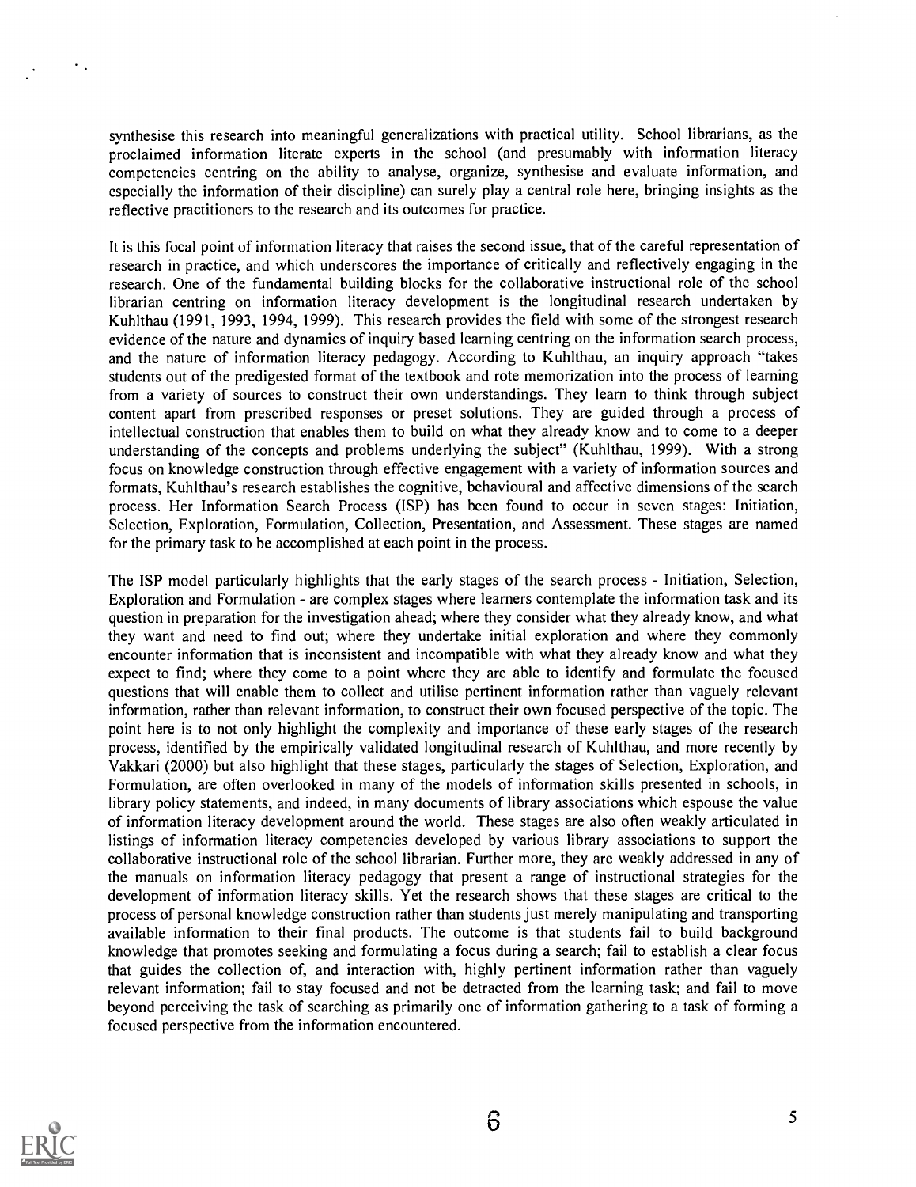synthesise this research into meaningful generalizations with practical utility. School librarians, as the proclaimed information literate experts in the school (and presumably with information literacy competencies centring on the ability to analyse, organize, synthesise and evaluate information, and especially the information of their discipline) can surely play a central role here, bringing insights as the reflective practitioners to the research and its outcomes for practice.

It is this focal point of information literacy that raises the second issue, that of the careful representation of research in practice, and which underscores the importance of critically and reflectively engaging in the research. One of the fundamental building blocks for the collaborative instructional role of the school librarian centring on information literacy development is the longitudinal research undertaken by Kuhlthau (1991, 1993, 1994, 1999). This research provides the field with some of the strongest research evidence of the nature and dynamics of inquiry based learning centring on the information search process, and the nature of information literacy pedagogy. According to Kuhlthau, an inquiry approach "takes students out of the predigested format of the textbook and rote memorization into the process of learning from a variety of sources to construct their own understandings. They learn to think through subject content apart from prescribed responses or preset solutions. They are guided through a process of intellectual construction that enables them to build on what they already know and to come to a deeper understanding of the concepts and problems underlying the subject" (Kuhlthau, 1999). With a strong focus on knowledge construction through effective engagement with a variety of information sources and formats, Kuhlthau's research establishes the cognitive, behavioural and affective dimensions of the search process. Her Information Search Process (ISP) has been found to occur in seven stages: Initiation, Selection, Exploration, Formulation, Collection, Presentation, and Assessment. These stages are named for the primary task to be accomplished at each point in the process.

The ISP model particularly highlights that the early stages of the search process - Initiation, Selection, Exploration and Formulation - are complex stages where learners contemplate the information task and its question in preparation for the investigation ahead; where they consider what they already know, and what they want and need to find out; where they undertake initial exploration and where they commonly encounter information that is inconsistent and incompatible with what they already know and what they expect to find; where they come to a point where they are able to identify and formulate the focused questions that will enable them to collect and utilise pertinent information rather than vaguely relevant information, rather than relevant information, to construct their own focused perspective of the topic. The point here is to not only highlight the complexity and importance of these early stages of the research process, identified by the empirically validated longitudinal research of Kuhlthau, and more recently by Vakkari (2000) but also highlight that these stages, particularly the stages of Selection, Exploration, and Formulation, are often overlooked in many of the models of information skills presented in schools, in library policy statements, and indeed, in many documents of library associations which espouse the value of information literacy development around the world. These stages are also often weakly articulated in listings of information literacy competencies developed by various library associations to support the collaborative instructional role of the school librarian. Further more, they are weakly addressed in any of the manuals on information literacy pedagogy that present a range of instructional strategies for the development of information literacy skills. Yet the research shows that these stages are critical to the process of personal knowledge construction rather than students just merely manipulating and transporting available information to their final products. The outcome is that students fail to build background knowledge that promotes seeking and formulating a focus during a search; fail to establish a clear focus that guides the collection of, and interaction with, highly pertinent information rather than vaguely relevant information; fail to stay focused and not be detracted from the learning task; and fail to move beyond perceiving the task of searching as primarily one of information gathering to a task of forming a focused perspective from the information encountered.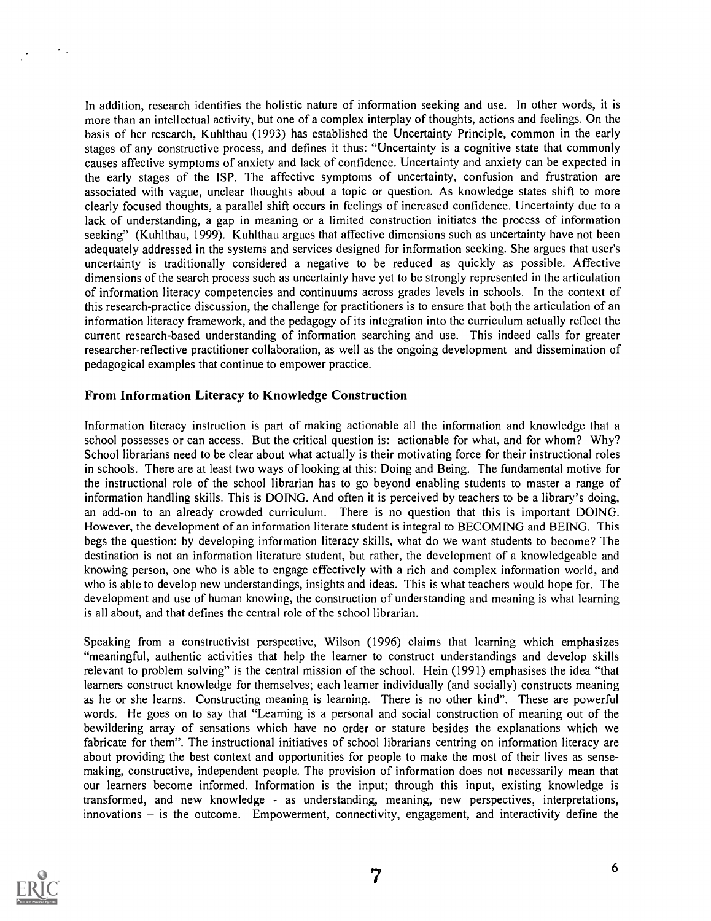In addition, research identifies the holistic nature of information seeking and use. In other words, it is more than an intellectual activity, but one of a complex interplay of thoughts, actions and feelings. On the basis of her research, Kuhlthau (1993) has established the Uncertainty Principle, common in the early stages of any constructive process, and defines it thus: "Uncertainty is a cognitive state that commonly causes affective symptoms of anxiety and lack of confidence. Uncertainty and anxiety can be expected in the early stages of the ISP. The affective symptoms of uncertainty, confusion and frustration are associated with vague, unclear thoughts about a topic or question. As knowledge states shift to more clearly focused thoughts, a parallel shift occurs in feelings of increased confidence. Uncertainty due to a lack of understanding, a gap in meaning or a limited construction initiates the process of information seeking" (Kuhlthau, 1999). Kuhlthau argues that affective dimensions such as uncertainty have not been adequately addressed in the systems and services designed for information seeking. She argues that user's uncertainty is traditionally considered a negative to be reduced as quickly as possible. Affective dimensions of the search process such as uncertainty have yet to be strongly represented in the articulation of information literacy competencies and continuums across grades levels in schools. In the context of this research-practice discussion, the challenge for practitioners is to ensure that both the articulation of an information literacy framework, and the pedagogy of its integration into the curriculum actually reflect the current research-based understanding of information searching and use. This indeed calls for greater researcher-reflective practitioner collaboration, as well as the ongoing development and dissemination of pedagogical examples that continue to empower practice.

### From Information Literacy to Knowledge Construction

Information literacy instruction is part of making actionable all the information and knowledge that a school possesses or can access. But the critical question is: actionable for what, and for whom? Why? School librarians need to be clear about what actually is their motivating force for their instructional roles in schools. There are at least two ways of looking at this: Doing and Being. The fundamental motive for the instructional role of the school librarian has to go beyond enabling students to master a range of information handling skills. This is DOING. And often it is perceived by teachers to be a library's doing, an add-on to an already crowded curriculum. There is no question that this is important DOING. However, the development of an information literate student is integral to BECOMING and BEING. This begs the question: by developing information literacy skills, what do we want students to become? The destination is not an information literature student, but rather, the development of a knowledgeable and knowing person, one who is able to engage effectively with a rich and complex information world, and who is able to develop new understandings, insights and ideas. This is what teachers would hope for. The development and use of human knowing, the construction of understanding and meaning is what learning is all about, and that defines the central role of the school librarian.

Speaking from a constructivist perspective, Wilson (1996) claims that learning which emphasizes "meaningful, authentic activities that help the learner to construct understandings and develop skills relevant to problem solving" is the central mission of the school. Hein (1991) emphasises the idea "that learners construct knowledge for themselves; each learner individually (and socially) constructs meaning as he or she learns. Constructing meaning is learning. There is no other kind". These are powerful words. He goes on to say that "Learning is a personal and social construction of meaning out of the bewildering array of sensations which have no order or stature besides the explanations which we fabricate for them". The instructional initiatives of school librarians centring on information literacy are about providing the best context and opportunities for people to make the most of their lives as sense-making, constructive, independent people. The provision of information does not necessarily mean that our learners become informed. Information is the input; through this input, existing knowledge is transformed, and new knowledge - as understanding, meaning, new perspectives, interpretations, innovations – is the outcome. Empowerment, connectivity, engagement, and interactivity define the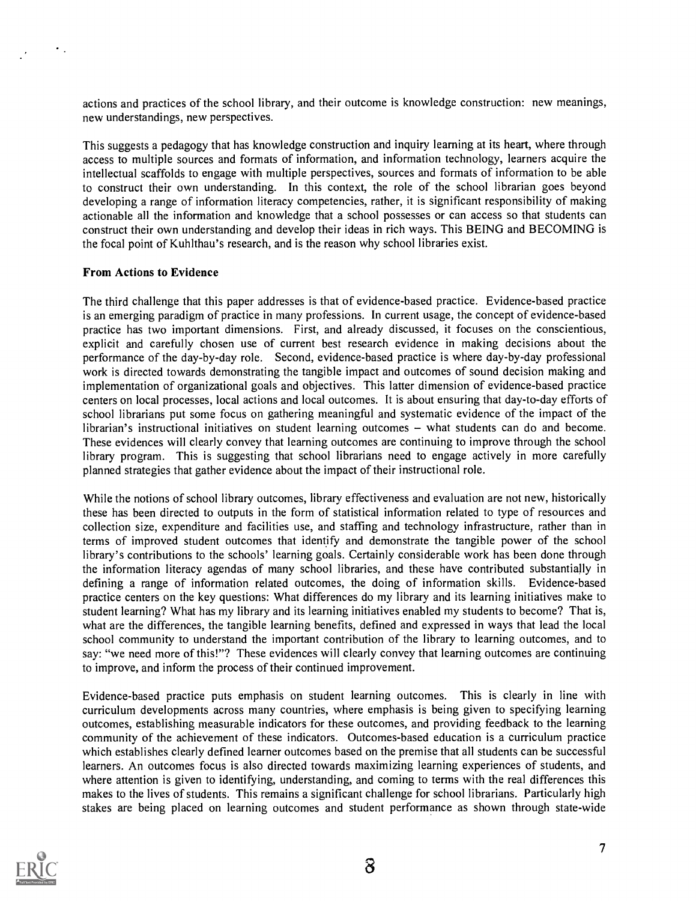actions and practices of the school library, and their outcome is knowledge construction: new meanings, new understandings, new perspectives.

This suggests a pedagogy that has knowledge construction and inquiry learning at its heart, where through access to multiple sources and formats of information, and information technology, learners acquire the intellectual scaffolds to engage with multiple perspectives, sources and formats of information to be able to construct their own understanding. In this context, the role of the school librarian goes beyond developing a range of information literacy competencies, rather, it is significant responsibility of making actionable all the information and knowledge that a school possesses or can access so that students can construct their own understanding and develop their ideas in rich ways. This BEING and BECOMING is the focal point of Kuhlthau's research, and is the reason why school libraries exist.

**From Actions to Evidence**

The third challenge that this paper addresses is that of evidence-based practice. Evidence-based practice is an emerging paradigm of practice in many professions. In current usage, the concept of evidence-based practice has two important dimensions. First, and already discussed, it focuses on the conscientious, explicit and carefully chosen use of current best research evidence in making decisions about the performance of the day-by-day role. Second, evidence-based practice is where day-by-day professional work is directed towards demonstrating the tangible impact and outcomes of sound decision making and implementation of organizational goals and objectives. This latter dimension of evidence-based practice centers on local processes, local actions and local outcomes. It is about ensuring that day-to-day efforts of school librarians put some focus on gathering meaningful and systematic evidence of the impact of the librarian's instructional initiatives on student learning outcomes – what students can do and become. These evidences will clearly convey that learning outcomes are continuing to improve through the school library program. This is suggesting that school librarians need to engage actively in more carefully planned strategies that gather evidence about the impact of their instructional role.

While the notions of school library outcomes, library effectiveness and evaluation are not new, historically these has been directed to outputs in the form of statistical information related to type of resources and collection size, expenditure and facilities use, and staffing and technology infrastructure, rather than in terms of improved student outcomes that identify and demonstrate the tangible power of the school library's contributions to the schools' learning goals. Certainly considerable work has been done through the information literacy agendas of many school libraries, and these have contributed substantially in defining a range of information related outcomes, the doing of information skills. Evidence-based practice centers on the key questions: What differences do my library and its learning initiatives make to student learning? What has my library and its learning initiatives enabled my students to become? That is, what are the differences, the tangible learning benefits, defined and expressed in ways that lead the local school community to understand the important contribution of the library to learning outcomes, and to say: "we need more of this!"? These evidences will clearly convey that learning outcomes are continuing to improve, and inform the process of their continued improvement.

Evidence-based practice puts emphasis on student learning outcomes. This is clearly in line with curriculum developments across many countries, where emphasis is being given to specifying learning outcomes, establishing measurable indicators for these outcomes, and providing feedback to the learning community of the achievement of these indicators. Outcomes-based education is a curriculum practice which establishes clearly defined learner outcomes based on the premise that all students can be successful learners. An outcomes focus is also directed towards maximizing learning experiences of students, and where attention is given to identifying, understanding, and coming to terms with the real differences this makes to the lives of students. This remains a significant challenge for school librarians. Particularly high stakes are being placed on learning outcomes and student performance as shown through state-wide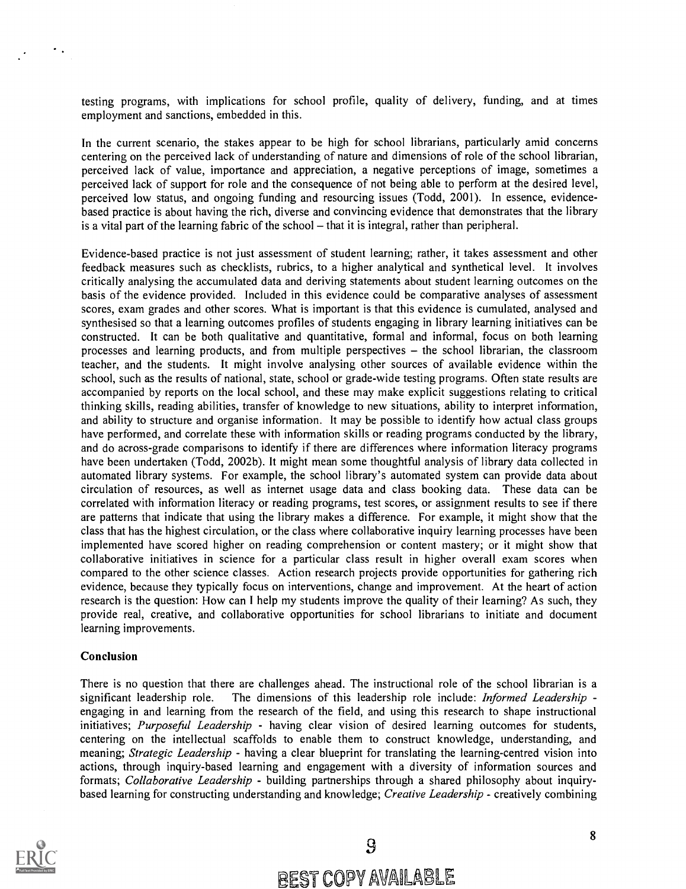testing programs, with implications for school profile, quality of delivery, funding, and at times employment and sanctions, embedded in this.

In the current scenario, the stakes appear to be high for school librarians, particularly amid concerns centering on the perceived lack of understanding of nature and dimensions of role of the school librarian, perceived lack of value, importance and appreciation, a negative perceptions of image, sometimes a perceived lack of support for role and the consequence of not being able to perform at the desired level, perceived low status, and ongoing funding and resourcing issues (Todd, 2001). In essence, evidence-based practice is about having the rich, diverse and convincing evidence that demonstrates that the library is a vital part of the learning fabric of the school – that it is integral, rather than peripheral.

Evidence-based practice is not just assessment of student learning; rather, it takes assessment and other feedback measures such as checklists, rubrics, to a higher analytical and synthetical level. It involves critically analysing the accumulated data and deriving statements about student learning outcomes on the basis of the evidence provided. Included in this evidence could be comparative analyses of assessment scores, exam grades and other scores. What is important is that this evidence is cumulated, analysed and synthesised so that a learning outcomes profiles of students engaging in library learning initiatives can be constructed. It can be both qualitative and quantitative, formal and informal, focus on both learning processes and learning products, and from multiple perspectives – the school librarian, the classroom teacher, and the students. It might involve analysing other sources of available evidence within the school, such as the results of national, state, school or grade-wide testing programs. Often state results are accompanied by reports on the local school, and these may make explicit suggestions relating to critical thinking skills, reading abilities, transfer of knowledge to new situations, ability to interpret information, and ability to structure and organise information. It may be possible to identify how actual class groups have performed, and correlate these with information skills or reading programs conducted by the library, and do across-grade comparisons to identify if there are differences where information literacy programs have been undertaken (Todd, 2002b). It might mean some thoughtful analysis of library data collected in automated library systems. For example, the school library's automated system can provide data about circulation of resources, as well as internet usage data and class booking data. These data can be correlated with information literacy or reading programs, test scores, or assignment results to see if there are patterns that indicate that using the library makes a difference. For example, it might show that the class that has the highest circulation, or the class where collaborative inquiry learning processes have been implemented have scored higher on reading comprehension or content mastery; or it might show that collaborative initiatives in science for a particular class result in higher overall exam scores when compared to the other science classes. Action research projects provide opportunities for gathering rich evidence, because they typically focus on interventions, change and improvement. At the heart of action research is the question: How can I help my students improve the quality of their learning? As such, they provide real, creative, and collaborative opportunities for school librarians to initiate and document learning improvements.

## Conclusion

There is no question that there are challenges ahead. The instructional role of the school librarian is a significant leadership role. The dimensions of this leadership role include: *Informed Leadership* - engaging in and learning from the research of the field, and using this research to shape instructional initiatives; *Purposeful Leadership* - having clear vision of desired learning outcomes for students, centering on the intellectual scaffolds to enable them to construct knowledge, understanding, and meaning; *Strategic Leadership* - having a clear blueprint for translating the learning-centred vision into actions, through inquiry-based learning and engagement with a diversity of information sources and formats; *Collaborative Leadership* - building partnerships through a shared philosophy about inquiry-based learning for constructing understanding and knowledge; *Creative Leadership* - creatively combining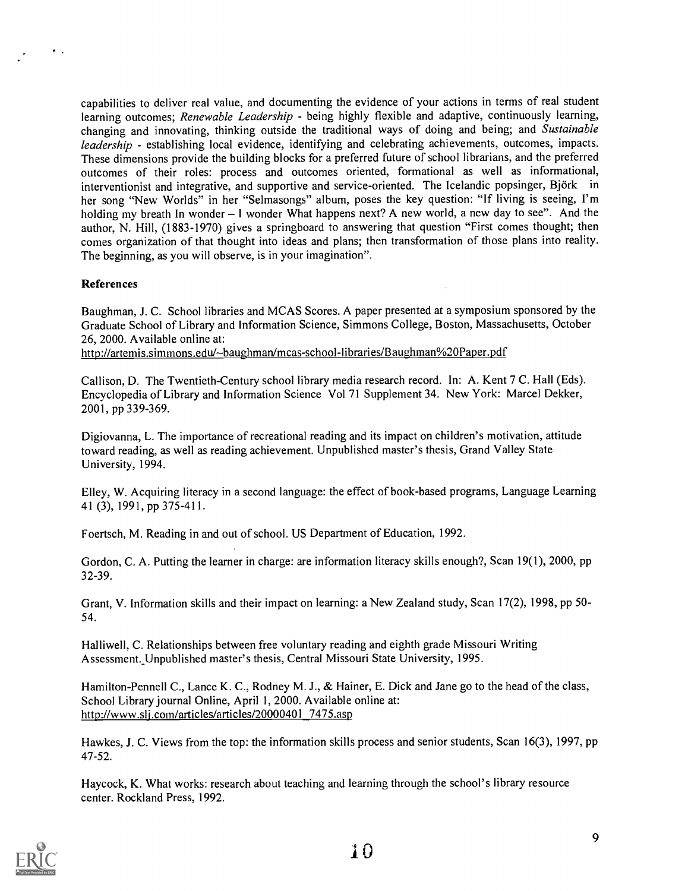capabilities to deliver real value, and documenting the evidence of your actions in terms of real student learning outcomes; *Renewable Leadership* - being highly flexible and adaptive, continuously learning, changing and innovating, thinking outside the traditional ways of doing and being; and *Sustainable leadership* - establishing local evidence, identifying and celebrating achievements, outcomes, impacts. These dimensions provide the building blocks for a preferred future of school librarians, and the preferred outcomes of their roles: process and outcomes oriented, formational as well as informational, interventionist and integrative, and supportive and service-oriented. The Icelandic popsinger, Björk in her song "New Worlds" in her "Selmasongs" album, poses the key question: "If living is seeing, I'm holding my breath In wonder – I wonder What happens next? A new world, a new day to see". And the author, N. Hill, (1883-1970) gives a springboard to answering that question "First comes thought; then comes organization of that thought into ideas and plans; then transformation of those plans into reality. The beginning, as you will observe, is in your imagination".

**References**

Baughman, J. C. School libraries and MCAS Scores. A paper presented at a symposium sponsored by the Graduate School of Library and Information Science, Simmons College, Boston, Massachusetts, October 26, 2000. Available online at:
http://artemis.simmons.edu/~baughman/mcas-school-libraries/Baughman%20Paper.pdf

Callison, D. The Twentieth-Century school library media research record. In: A. Kent 7 C. Hall (Eds). Encyclopedia of Library and Information Science Vol 71 Supplement 34. New York: Marcel Dekker, 2001, pp 339-369.

Digiovanna, L. The importance of recreational reading and its impact on children's motivation, attitude toward reading, as well as reading achievement. Unpublished master's thesis, Grand Valley State University, 1994.

Elley, W. Acquiring literacy in a second language: the effect of book-based programs, Language Learning 41 (3), 1991, pp 375-411.

Foertsch, M. Reading in and out of school. US Department of Education, 1992.

Gordon, C. A. Putting the learner in charge: are information literacy skills enough?, Scan 19(1), 2000, pp 32-39.

Grant, V. Information skills and their impact on learning: a New Zealand study, Scan 17(2), 1998, pp 50-54.

Halliwell, C. Relationships between free voluntary reading and eighth grade Missouri Writing Assessment. Unpublished master's thesis, Central Missouri State University, 1995.

Hamilton-Pennell C., Lance K. C., Rodney M. J., & Hainer, E. Dick and Jane go to the head of the class, School Library journal Online, April 1, 2000. Available online at:
http://www.slj.com/articles/articles/20000401_7475.asp

Hawkes, J. C. Views from the top: the information skills process and senior students, Scan 16(3), 1997, pp 47-52.

Haycock, K. What works: research about teaching and learning through the school's library resource center. Rockland Press, 1992.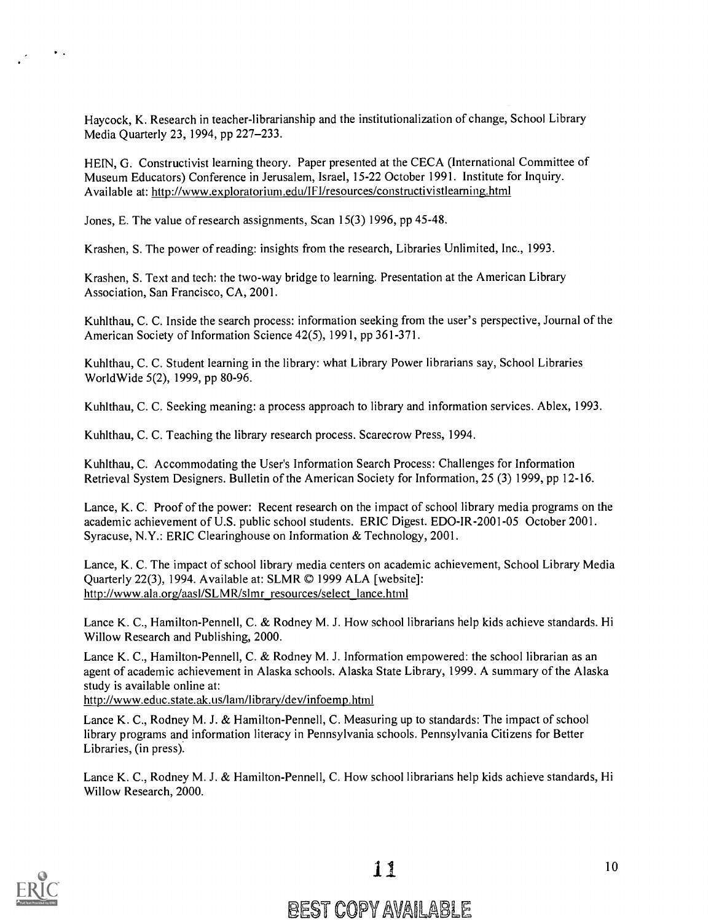Haycock, K. Research in teacher-librarianship and the institutionalization of change, School Library Media Quarterly 23, 1994, pp 227–233.

HEIN, G. Constructivist learning theory. Paper presented at the CECA (International Committee of Museum Educators) Conference in Jerusalem, Israel, 15-22 October 1991. Institute for Inquiry. Available at: http://www.exploratorium.edu/IFI/resources/constructivistlearning.html

Jones, E. The value of research assignments, Scan 15(3) 1996, pp 45-48.

Krashen, S. The power of reading: insights from the research, Libraries Unlimited, Inc., 1993.

Krashen, S. Text and tech: the two-way bridge to learning. Presentation at the American Library Association, San Francisco, CA, 2001.

Kuhlthau, C. C. Inside the search process: information seeking from the user's perspective, Journal of the American Society of Information Science 42(5), 1991, pp 361-371.

Kuhlthau, C. C. Student learning in the library: what Library Power librarians say, School Libraries WorldWide 5(2), 1999, pp 80-96.

Kuhlthau, C. C. Seeking meaning: a process approach to library and information services. Ablex, 1993.

Kuhlthau, C. C. Teaching the library research process. Scarecrow Press, 1994.

Kuhlthau, C. Accommodating the User's Information Search Process: Challenges for Information Retrieval System Designers. Bulletin of the American Society for Information, 25 (3) 1999, pp 12-16.

Lance, K. C. Proof of the power: Recent research on the impact of school library media programs on the academic achievement of U.S. public school students. ERIC Digest. EDO-IR-2001-05 October 2001. Syracuse, N.Y.: ERIC Clearinghouse on Information & Technology, 2001.

Lance, K. C. The impact of school library media centers on academic achievement, School Library Media Quarterly 22(3), 1994. Available at: SLMR © 1999 ALA [website]: http://www.ala.org/aasl/SLMR/slmr_resources/select_lance.html

Lance K. C., Hamilton-Pennell, C. & Rodney M. J. How school librarians help kids achieve standards. Hi Willow Research and Publishing, 2000.

Lance K. C., Hamilton-Pennell, C. & Rodney M. J. Information empowered: the school librarian as an agent of academic achievement in Alaska schools. Alaska State Library, 1999. A summary of the Alaska study is available online at:
http://www.educ.state.ak.us/lam/library/dev/infoemp.html

Lance K. C., Rodney M. J. & Hamilton-Pennell, C. Measuring up to standards: The impact of school library programs and information literacy in Pennsylvania schools. Pennsylvania Citizens for Better Libraries, (in press).

Lance K. C., Rodney M. J. & Hamilton-Pennell, C. How school librarians help kids achieve standards, Hi Willow Research, 2000.

BEST COPY AVAILABLE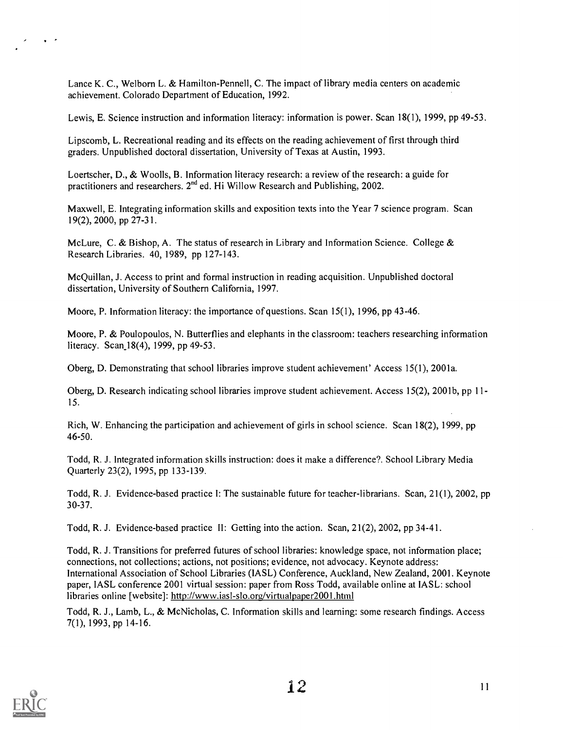Lance K. C., Welborn L. & Hamilton-Pennell, C. The impact of library media centers on academic achievement. Colorado Department of Education, 1992.

Lewis, E. Science instruction and information literacy: information is power. Scan 18(1), 1999, pp 49-53.

Lipscomb, L. Recreational reading and its effects on the reading achievement of first through third graders. Unpublished doctoral dissertation, University of Texas at Austin, 1993.

Loertscher, D., & Woolls, B. Information literacy research: a review of the research: a guide for practitioners and researchers. 2nd ed. Hi Willow Research and Publishing, 2002.

Maxwell, E. Integrating information skills and exposition texts into the Year 7 science program. Scan 19(2), 2000, pp 27-31.

McLure, C. & Bishop, A. The status of research in Library and Information Science. College & Research Libraries. 40, 1989, pp 127-143.

McQuillan, J. Access to print and formal instruction in reading acquisition. Unpublished doctoral dissertation, University of Southern California, 1997.

Moore, P. Information literacy: the importance of questions. Scan 15(1), 1996, pp 43-46.

Moore, P. & Poulopoulos, N. Butterflies and elephants in the classroom: teachers researching information literacy. Scan 18(4), 1999, pp 49-53.

Oberg, D. Demonstrating that school libraries improve student achievement' Access 15(1), 2001a.

Oberg, D. Research indicating school libraries improve student achievement. Access 15(2), 2001b, pp 11-15.

Rich, W. Enhancing the participation and achievement of girls in school science. Scan 18(2), 1999, pp 46-50.

Todd, R. J. Integrated information skills instruction: does it make a difference?. School Library Media Quarterly 23(2), 1995, pp 133-139.

Todd, R. J. Evidence-based practice I: The sustainable future for teacher-librarians. Scan, 21(1), 2002, pp 30-37.

Todd, R. J. Evidence-based practice II: Getting into the action. Scan, 21(2), 2002, pp 34-41.

Todd, R. J. Transitions for preferred futures of school libraries: knowledge space, not information place; connections, not collections; actions, not positions; evidence, not advocacy. Keynote address: International Association of School Libraries (IASL) Conference, Auckland, New Zealand, 2001. Keynote paper, IASL conference 2001 virtual session: paper from Ross Todd, available online at IASL: school libraries online [website]: http://www.iasl-slo.org/virtualpaper2001.html

Todd, R. J., Lamb, L., & McNicholas, C. Information skills and learning: some research findings. Access 7(1), 1993, pp 14-16.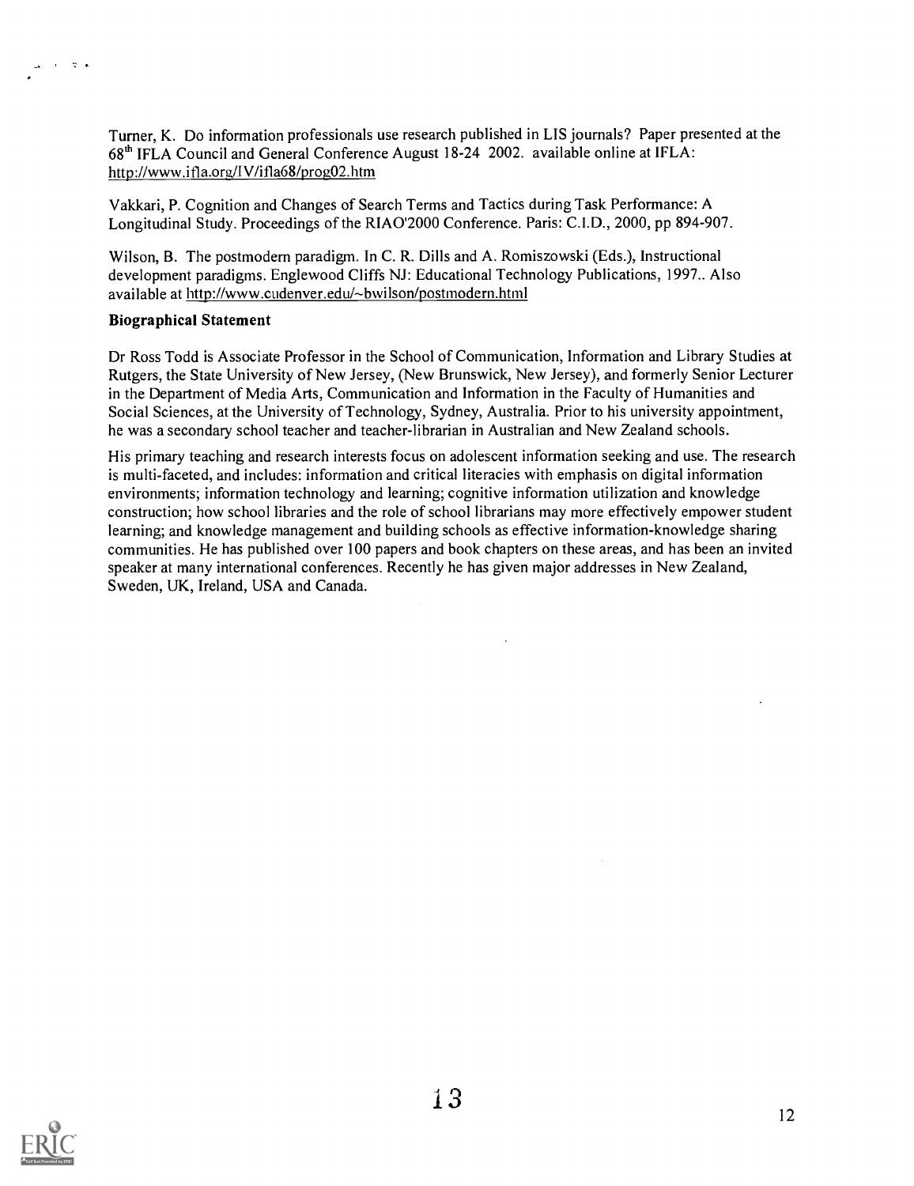Turner, K. Do information professionals use research published in LIS journals? Paper presented at the 68th IFLA Council and General Conference August 18-24 2002. available online at IFLA: http://www.ifla.org/IV/ifla68/prog02.htm

Vakkari, P. Cognition and Changes of Search Terms and Tactics during Task Performance: A Longitudinal Study. Proceedings of the RIAO'2000 Conference. Paris: C.I.D., 2000, pp 894-907.

Wilson, B. The postmodern paradigm. In C. R. Dills and A. Romiszowski (Eds.), Instructional development paradigms. Englewood Cliffs NJ: Educational Technology Publications, 1997.. Also available at http://www.cudenver.edu/~bwilson/postmodern.html

**Biographical Statement**

Dr Ross Todd is Associate Professor in the School of Communication, Information and Library Studies at Rutgers, the State University of New Jersey, (New Brunswick, New Jersey), and formerly Senior Lecturer in the Department of Media Arts, Communication and Information in the Faculty of Humanities and Social Sciences, at the University of Technology, Sydney, Australia. Prior to his university appointment, he was a secondary school teacher and teacher-librarian in Australian and New Zealand schools.

His primary teaching and research interests focus on adolescent information seeking and use. The research is multi-faceted, and includes: information and critical literacies with emphasis on digital information environments; information technology and learning; cognitive information utilization and knowledge construction; how school libraries and the role of school librarians may more effectively empower student learning; and knowledge management and building schools as effective information-knowledge sharing communities. He has published over 100 papers and book chapters on these areas, and has been an invited speaker at many international conferences. Recently he has given major addresses in New Zealand, Sweden, UK, Ireland, USA and Canada.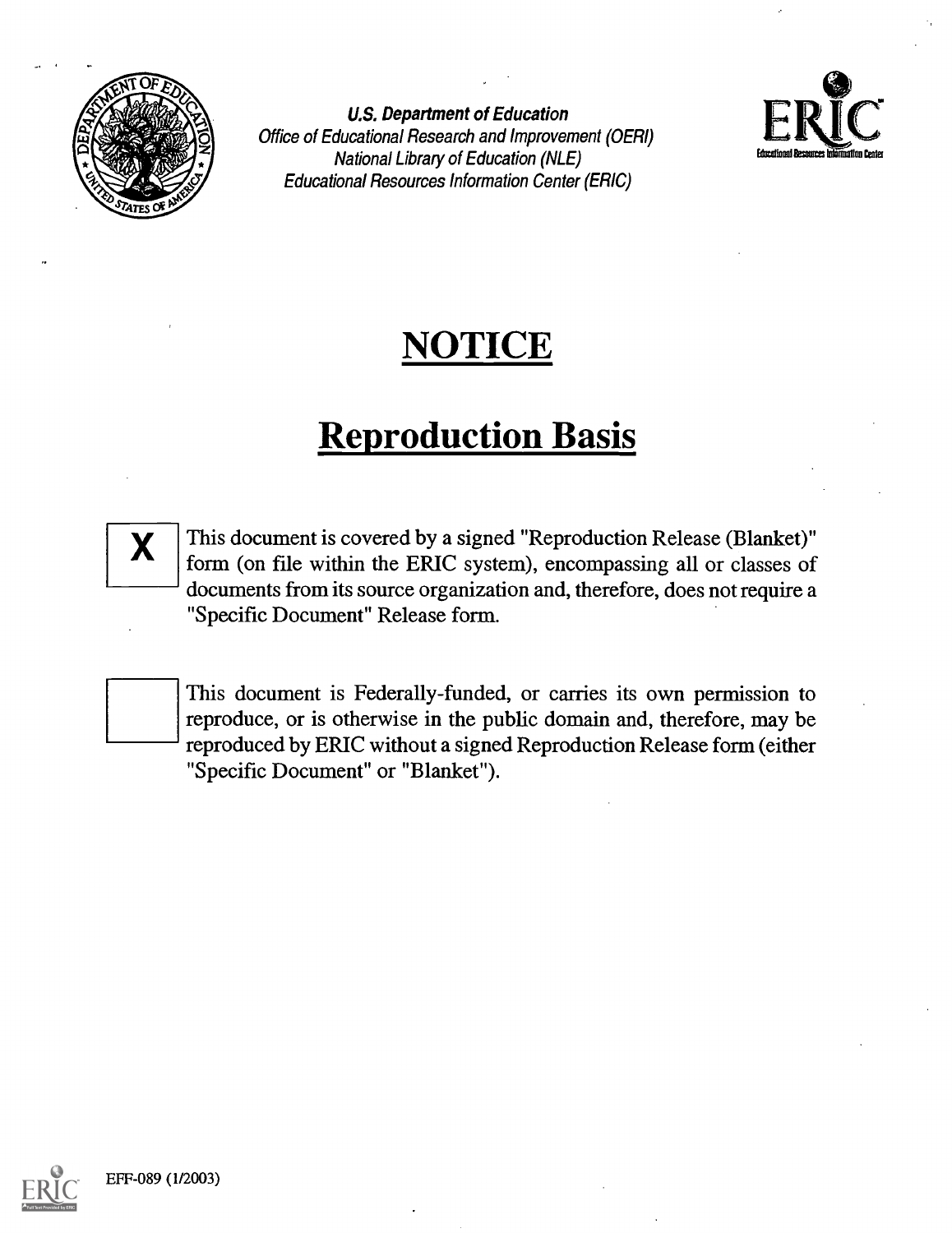**U.S. Department of Education**
*Office of Educational Research and Improvement (OERI)*
*National Library of Education (NLE)*
*Educational Resources Information Center (ERIC)*

# NOTICE

# Reproduction Basis

- [X] This document is covered by a signed "Reproduction Release (Blanket)" form (on file within the ERIC system), encompassing all or classes of documents from its source organization and, therefore, does not require a "Specific Document" Release form.

- [ ] This document is Federally-funded, or carries its own permission to reproduce, or is otherwise in the public domain and, therefore, may be reproduced by ERIC without a signed Reproduction Release form (either "Specific Document" or "Blanket").

EFF-089 (1/2003)